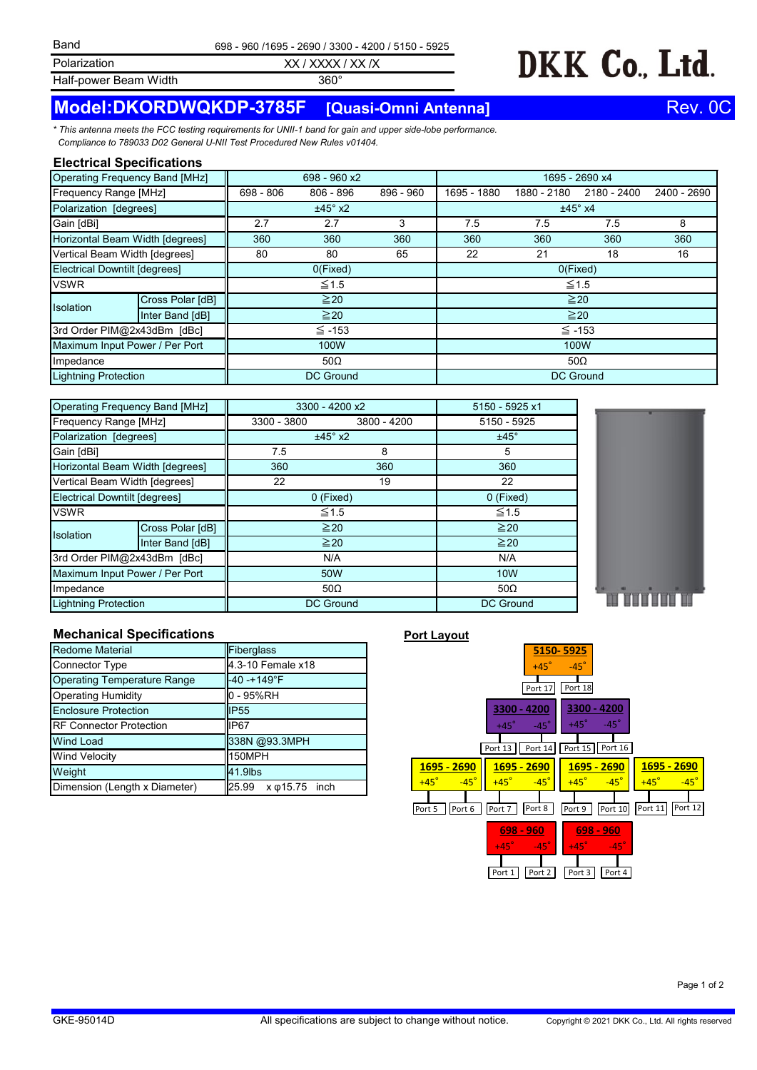| Band | 698 - 960 /1695 - 2690 / 3300 - 4200 / 5150 - 5925 |
|---|---|
| Polarization | XX / XXXX / XX /X |
| Half-power Beam Width | 360° |

**DKK Co., Ltd.**

# Model:DKORDWQKDP-3785F [Quasi-Omni Antenna] Rev. 0C

*\* This antenna meets the FCC testing requirements for UNII-1 band for gain and upper side-lobe performance. Compliance to 789033 D02 General U-NII Test Procedured New Rules v01404.*

## Electrical Specifications

| Operating Frequency Band [MHz] | | 698 - 960 x2 | | | 1695 - 2690 x4 | | | |
|---|---|---|---|---|---|---|---|---|
| Frequency Range [MHz] | | 698 - 806 | 806 - 896 | 896 - 960 | 1695 - 1880 | 1880 - 2180 | 2180 - 2400 | 2400 - 2690 |
| Polarization [degrees] | | ±45° x2 | | | ±45° x4 | | | |
| Gain [dBi] | | 2.7 | 2.7 | 3 | 7.5 | 7.5 | 7.5 | 8 |
| Horizontal Beam Width [degrees] | | 360 | 360 | 360 | 360 | 360 | 360 | 360 |
| Vertical Beam Width [degrees] | | 80 | 80 | 65 | 22 | 21 | 18 | 16 |
| Electrical Downtilt [degrees] | | 0(Fixed) | | | 0(Fixed) | | | |
| VSWR | | ≦1.5 | | | ≦1.5 | | | |
| Isolation | Cross Polar [dB] | ≧20 | | | ≧20 | | | |
| | Inter Band [dB] | ≧20 | | | ≧20 | | | |
| 3rd Order PIM@2x43dBm [dBc] | | ≦ -153 | | | ≦ -153 | | | |
| Maximum Input Power / Per Port | | 100W | | | 100W | | | |
| Impedance | | 50Ω | | | 50Ω | | | |
| Lightning Protection | | DC Ground | | | DC Ground | | | |

| Operating Frequency Band [MHz] | | 3300 - 4200 x2 | | 5150 - 5925 x1 |
|---|---|---|---|---|
| Frequency Range [MHz] | | 3300 - 3800 | 3800 - 4200 | 5150 - 5925 |
| Polarization [degrees] | | ±45° x2 | | ±45° |
| Gain [dBi] | | 7.5 | 8 | 5 |
| Horizontal Beam Width [degrees] | | 360 | 360 | 360 |
| Vertical Beam Width [degrees] | | 22 | 19 | 22 |
| Electrical Downtilt [degrees] | | 0 (Fixed) | | 0 (Fixed) |
| VSWR | | ≦1.5 | | ≦1.5 |
| Isolation | Cross Polar [dB] | ≧20 | | ≧20 |
| | Inter Band [dB] | ≧20 | | ≧20 |
| 3rd Order PIM@2x43dBm [dBc] | | N/A | | N/A |
| Maximum Input Power / Per Port | | 50W | | 10W |
| Impedance | | 50Ω | | 50Ω |
| Lightning Protection | | DC Ground | | DC Ground |

## Mechanical Specifications

| Redome Material | Fiberglass |
|---|---|
| Connector Type | 4.3-10 Female x18 |
| Operating Temperature Range | -40 -+149°F |
| Operating Humidity | 0 - 95%RH |
| Enclosure Protection | IP55 |
| RF Connector Protection | IP67 |
| Wind Load | 338N @93.3MPH |
| Wind Velocity | 150MPH |
| Weight | 41.9lbs |
| Dimension (Length x Diameter) | 25.99 x φ15.75 inch |

## Port Layout

| Band | Polarization | Port |
|---|---|---|
| 5150- 5925 | +45° | Port 17 |
| 5150- 5925 | -45° | Port 18 |
| 3300 - 4200 | +45° | Port 13 |
| 3300 - 4200 | -45° | Port 14 |
| 3300 - 4200 | +45° | Port 15 |
| 3300 - 4200 | -45° | Port 16 |
| 1695 - 2690 | +45° | Port 5 |
| 1695 - 2690 | -45° | Port 6 |
| 1695 - 2690 | +45° | Port 7 |
| 1695 - 2690 | -45° | Port 8 |
| 1695 - 2690 | +45° | Port 9 |
| 1695 - 2690 | -45° | Port 10 |
| 1695 - 2690 | +45° | Port 11 |
| 1695 - 2690 | -45° | Port 12 |
| 698 - 960 | +45° | Port 1 |
| 698 - 960 | -45° | Port 2 |
| 698 - 960 | +45° | Port 3 |
| 698 - 960 | -45° | Port 4 |

GKE-95014D All specifications are subject to change without notice. Copyright © 2021 DKK Co., Ltd. All rights reserved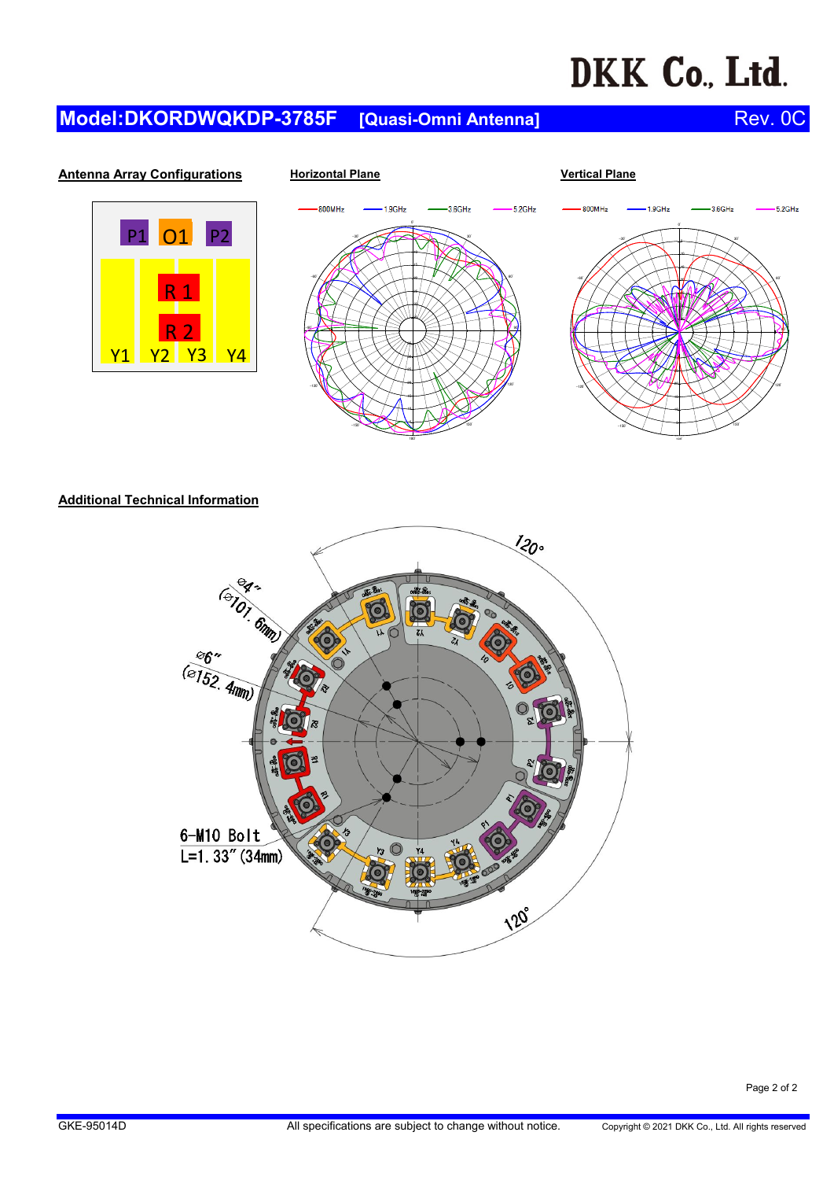# Model:DKORDWQKDP-3785F [Quasi-Omni Antenna] Rev. 0C

## Antenna Array Configurations

P1 O1 P2

R 1

R 2

Y1 Y2 Y3 Y4

## Horizontal Plane

800MHz 1.9GHz 3.6GHz 5.2GHz

## Vertical Plane

800MHz 1.9GHz 3.6GHz 5.2GHz

## Additional Technical Information

120°

Ø4″ (Ø101.6mm)

Ø6″ (Ø152.4mm)

6-M10 Bolt
L=1.33″(34mm)

120°